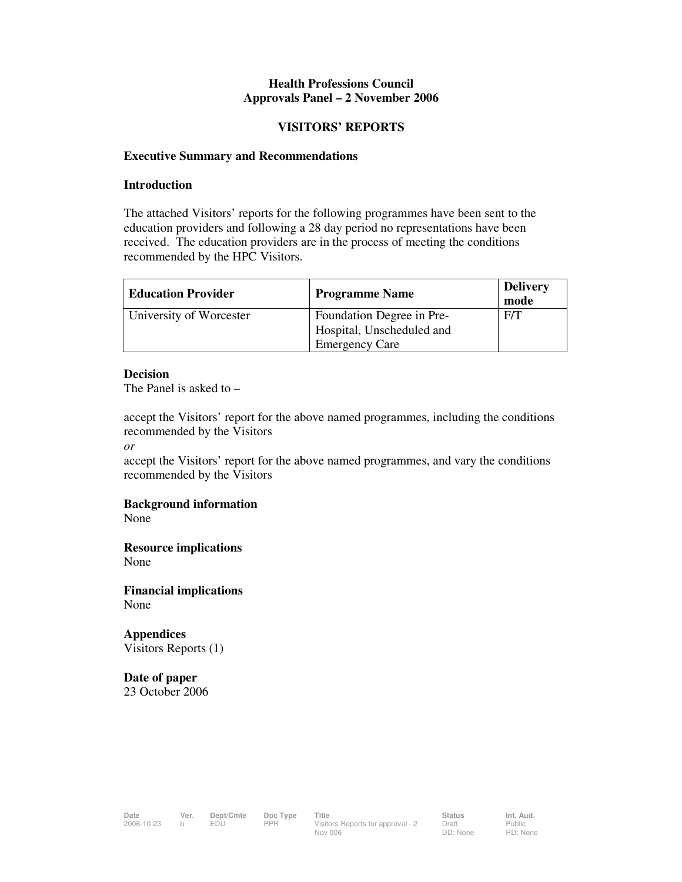**Health Professions Council**
**Approvals Panel – 2 November 2006**

**VISITORS' REPORTS**

**Executive Summary and Recommendations**

**Introduction**

The attached Visitors' reports for the following programmes have been sent to the education providers and following a 28 day period no representations have been received. The education providers are in the process of meeting the conditions recommended by the HPC Visitors.

| Education Provider | Programme Name | Delivery mode |
|---|---|---|
| University of Worcester | Foundation Degree in Pre-Hospital, Unscheduled and Emergency Care | F/T |

**Decision**

The Panel is asked to –

accept the Visitors' report for the above named programmes, including the conditions recommended by the Visitors

*or*

accept the Visitors' report for the above named programmes, and vary the conditions recommended by the Visitors

**Background information**

None

**Resource implications**

None

**Financial implications**

None

**Appendices**

Visitors Reports (1)

**Date of paper**

23 October 2006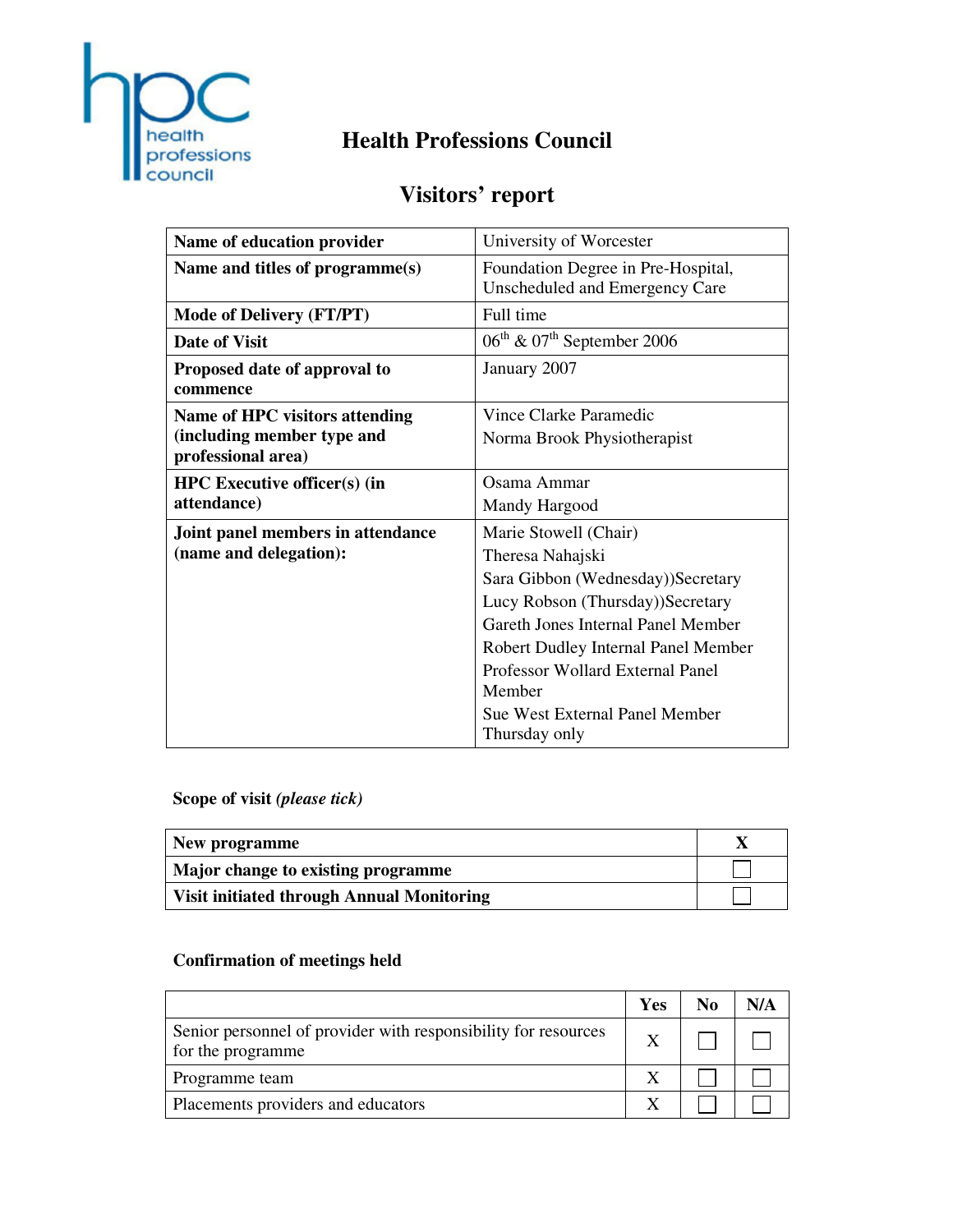# Health Professions Council

## Visitors' report

| Name of education provider | University of Worcester |
|---|---|
| Name and titles of programme(s) | Foundation Degree in Pre-Hospital, Unscheduled and Emergency Care |
| Mode of Delivery (FT/PT) | Full time |
| Date of Visit | 06th & 07th September 2006 |
| Proposed date of approval to commence | January 2007 |
| Name of HPC visitors attending (including member type and professional area) | Vince Clarke Paramedic<br>Norma Brook Physiotherapist |
| HPC Executive officer(s) (in attendance) | Osama Ammar<br>Mandy Hargood |
| Joint panel members in attendance (name and delegation): | Marie Stowell (Chair)<br>Theresa Nahajski<br>Sara Gibbon (Wednesday))Secretary<br>Lucy Robson (Thursday))Secretary<br>Gareth Jones Internal Panel Member<br>Robert Dudley Internal Panel Member<br>Professor Wollard External Panel Member<br>Sue West External Panel Member Thursday only |

**Scope of visit** ***(please tick)***

| | |
|---|---|
| **New programme** | X |
| **Major change to existing programme** | |
| **Visit initiated through Annual Monitoring** | |

**Confirmation of meetings held**

| | Yes | No | N/A |
|---|---|---|---|
| Senior personnel of provider with responsibility for resources for the programme | X | | |
| Programme team | X | | |
| Placements providers and educators | X | | |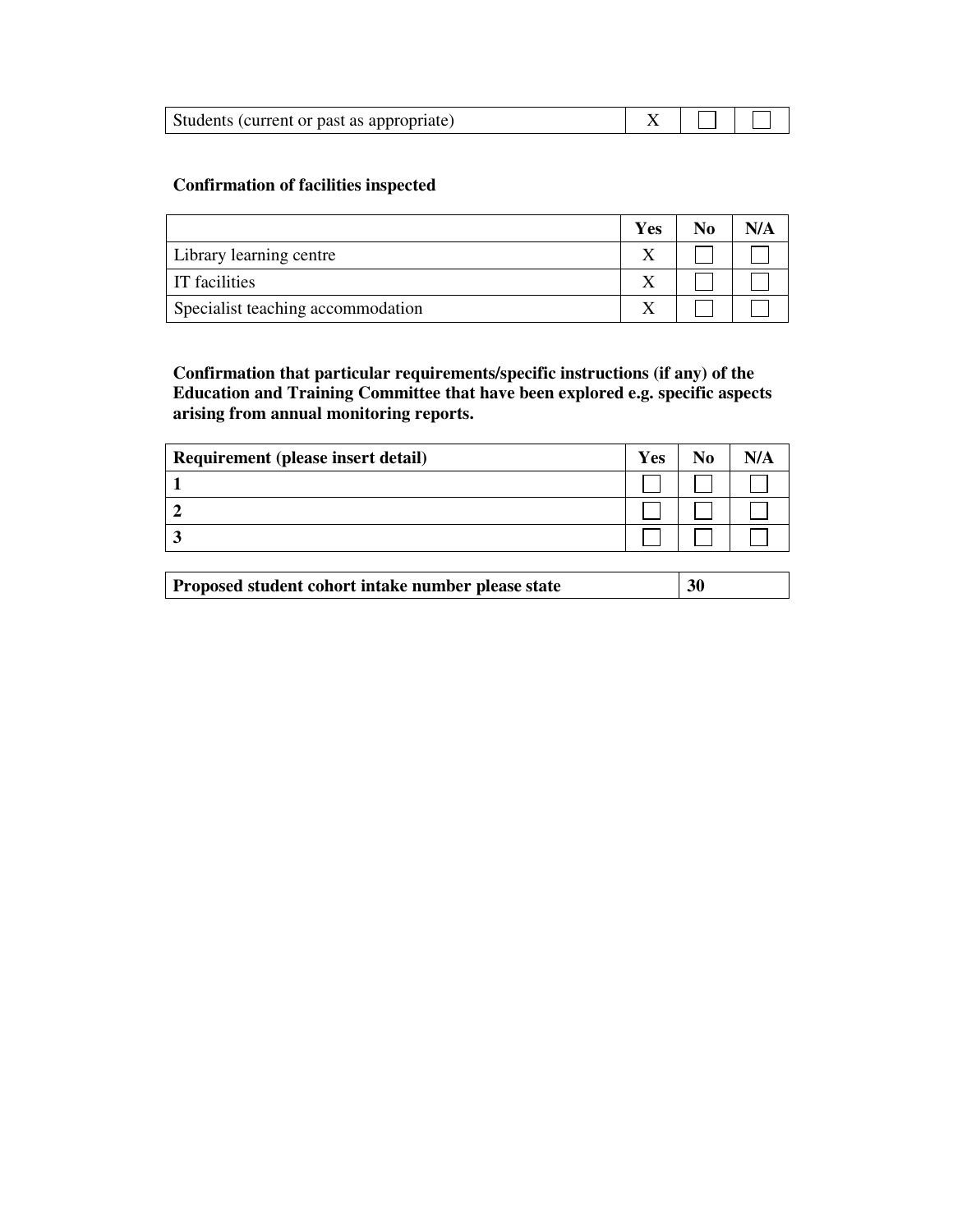| | | | |
|---|---|---|---|
| Students (current or past as appropriate) | X | ☐ | ☐ |

**Confirmation of facilities inspected**

| | Yes | No | N/A |
|---|---|---|---|
| Library learning centre | X | ☐ | ☐ |
| IT facilities | X | ☐ | ☐ |
| Specialist teaching accommodation | X | ☐ | ☐ |

**Confirmation that particular requirements/specific instructions (if any) of the Education and Training Committee that have been explored e.g. specific aspects arising from annual monitoring reports.**

| Requirement (please insert detail) | Yes | No | N/A |
|---|---|---|---|
| **1** | ☐ | ☐ | ☐ |
| **2** | ☐ | ☐ | ☐ |
| **3** | ☐ | ☐ | ☐ |

| | |
|---|---|
| **Proposed student cohort intake number please state** | **30** |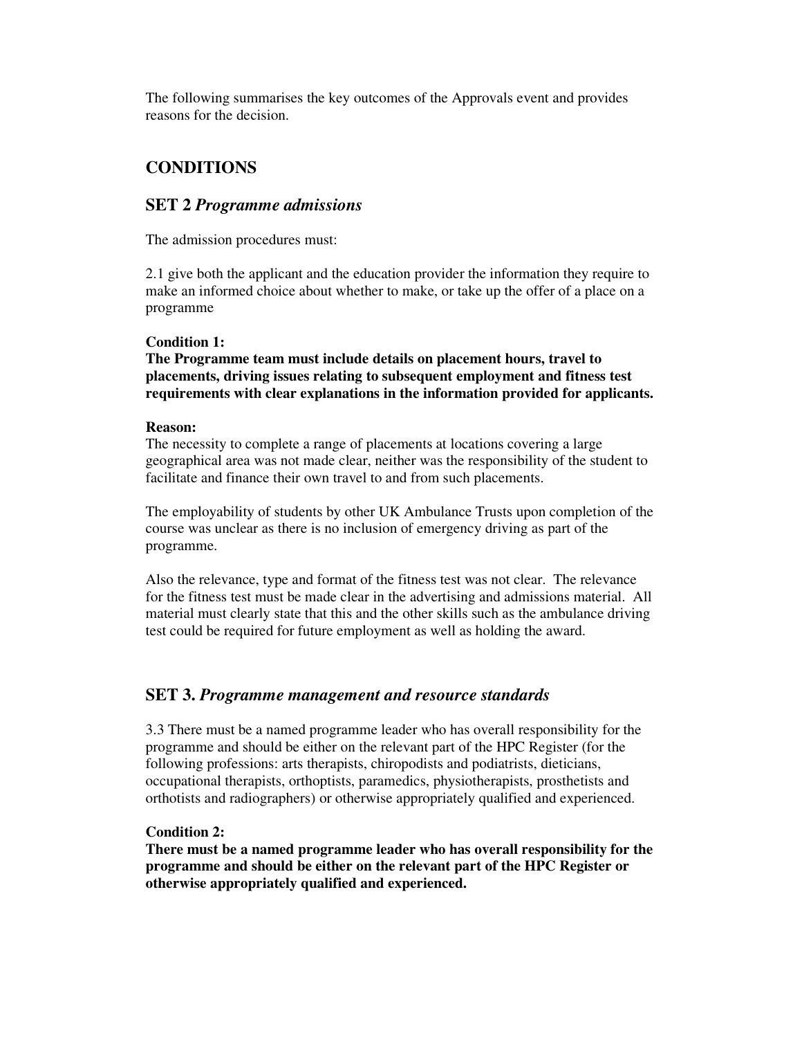The following summarises the key outcomes of the Approvals event and provides reasons for the decision.

## CONDITIONS

### SET 2 *Programme admissions*

The admission procedures must:

2.1 give both the applicant and the education provider the information they require to make an informed choice about whether to make, or take up the offer of a place on a programme

**Condition 1:**
**The Programme team must include details on placement hours, travel to placements, driving issues relating to subsequent employment and fitness test requirements with clear explanations in the information provided for applicants.**

**Reason:**
The necessity to complete a range of placements at locations covering a large geographical area was not made clear, neither was the responsibility of the student to facilitate and finance their own travel to and from such placements.

The employability of students by other UK Ambulance Trusts upon completion of the course was unclear as there is no inclusion of emergency driving as part of the programme.

Also the relevance, type and format of the fitness test was not clear. The relevance for the fitness test must be made clear in the advertising and admissions material. All material must clearly state that this and the other skills such as the ambulance driving test could be required for future employment as well as holding the award.

### SET 3. *Programme management and resource standards*

3.3 There must be a named programme leader who has overall responsibility for the programme and should be either on the relevant part of the HPC Register (for the following professions: arts therapists, chiropodists and podiatrists, dieticians, occupational therapists, orthoptists, paramedics, physiotherapists, prosthetists and orthotists and radiographers) or otherwise appropriately qualified and experienced.

**Condition 2:**
**There must be a named programme leader who has overall responsibility for the programme and should be either on the relevant part of the HPC Register or otherwise appropriately qualified and experienced.**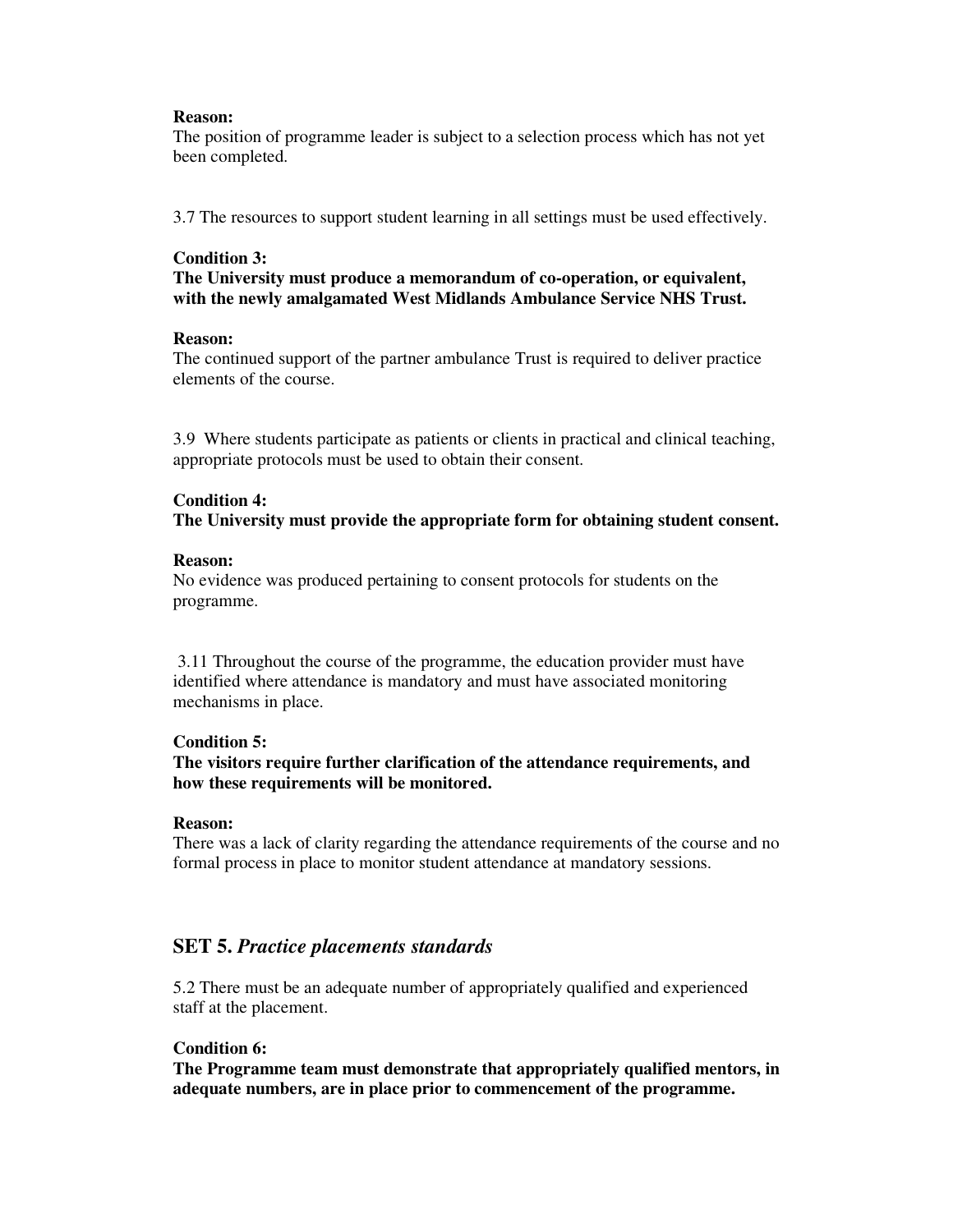**Reason:**
The position of programme leader is subject to a selection process which has not yet been completed.

3.7 The resources to support student learning in all settings must be used effectively.

**Condition 3:**
**The University must produce a memorandum of co-operation, or equivalent, with the newly amalgamated West Midlands Ambulance Service NHS Trust.**

**Reason:**
The continued support of the partner ambulance Trust is required to deliver practice elements of the course.

3.9 Where students participate as patients or clients in practical and clinical teaching, appropriate protocols must be used to obtain their consent.

**Condition 4:**
**The University must provide the appropriate form for obtaining student consent.**

**Reason:**
No evidence was produced pertaining to consent protocols for students on the programme.

3.11 Throughout the course of the programme, the education provider must have identified where attendance is mandatory and must have associated monitoring mechanisms in place.

**Condition 5:**
**The visitors require further clarification of the attendance requirements, and how these requirements will be monitored.**

**Reason:**
There was a lack of clarity regarding the attendance requirements of the course and no formal process in place to monitor student attendance at mandatory sessions.

## SET 5. *Practice placements standards*

5.2 There must be an adequate number of appropriately qualified and experienced staff at the placement.

**Condition 6:**
**The Programme team must demonstrate that appropriately qualified mentors, in adequate numbers, are in place prior to commencement of the programme.**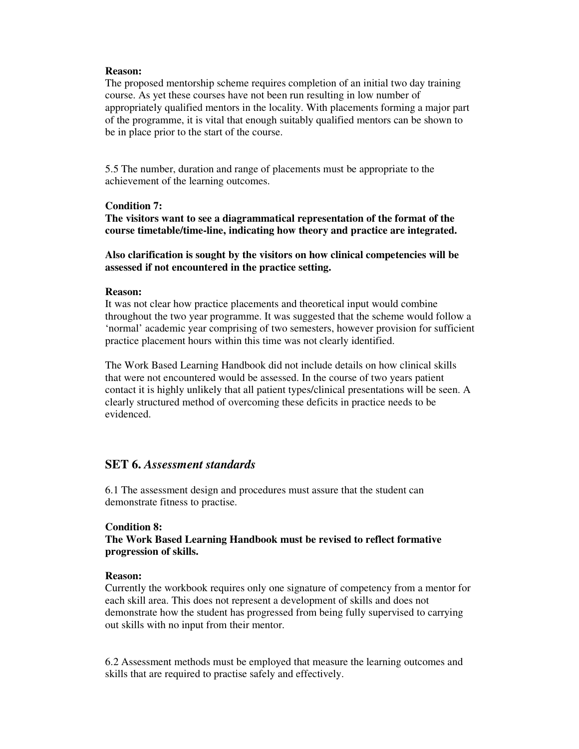**Reason:**
The proposed mentorship scheme requires completion of an initial two day training course. As yet these courses have not been run resulting in low number of appropriately qualified mentors in the locality. With placements forming a major part of the programme, it is vital that enough suitably qualified mentors can be shown to be in place prior to the start of the course.

5.5 The number, duration and range of placements must be appropriate to the achievement of the learning outcomes.

**Condition 7:**
**The visitors want to see a diagrammatical representation of the format of the course timetable/time-line, indicating how theory and practice are integrated.**

**Also clarification is sought by the visitors on how clinical competencies will be assessed if not encountered in the practice setting.**

**Reason:**
It was not clear how practice placements and theoretical input would combine throughout the two year programme. It was suggested that the scheme would follow a 'normal' academic year comprising of two semesters, however provision for sufficient practice placement hours within this time was not clearly identified.

The Work Based Learning Handbook did not include details on how clinical skills that were not encountered would be assessed. In the course of two years patient contact it is highly unlikely that all patient types/clinical presentations will be seen. A clearly structured method of overcoming these deficits in practice needs to be evidenced.

## SET 6. *Assessment standards*

6.1 The assessment design and procedures must assure that the student can demonstrate fitness to practise.

**Condition 8:**
**The Work Based Learning Handbook must be revised to reflect formative progression of skills.**

**Reason:**
Currently the workbook requires only one signature of competency from a mentor for each skill area. This does not represent a development of skills and does not demonstrate how the student has progressed from being fully supervised to carrying out skills with no input from their mentor.

6.2 Assessment methods must be employed that measure the learning outcomes and skills that are required to practise safely and effectively.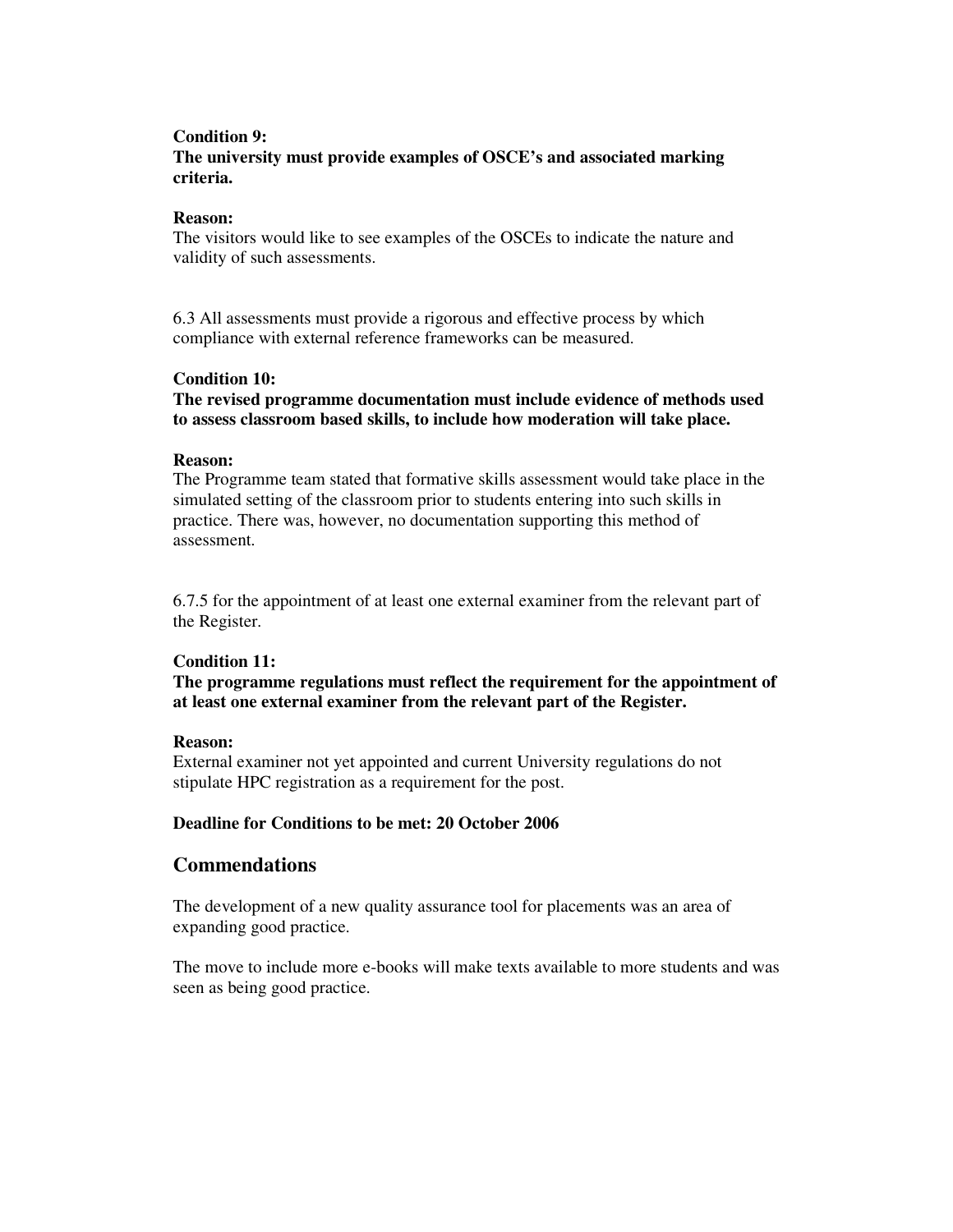**Condition 9:**
**The university must provide examples of OSCE's and associated marking criteria.**

**Reason:**
The visitors would like to see examples of the OSCEs to indicate the nature and validity of such assessments.

6.3 All assessments must provide a rigorous and effective process by which compliance with external reference frameworks can be measured.

**Condition 10:**
**The revised programme documentation must include evidence of methods used to assess classroom based skills, to include how moderation will take place.**

**Reason:**
The Programme team stated that formative skills assessment would take place in the simulated setting of the classroom prior to students entering into such skills in practice. There was, however, no documentation supporting this method of assessment.

6.7.5 for the appointment of at least one external examiner from the relevant part of the Register.

**Condition 11:**
**The programme regulations must reflect the requirement for the appointment of at least one external examiner from the relevant part of the Register.**

**Reason:**
External examiner not yet appointed and current University regulations do not stipulate HPC registration as a requirement for the post.

**Deadline for Conditions to be met: 20 October 2006**

## Commendations

The development of a new quality assurance tool for placements was an area of expanding good practice.

The move to include more e-books will make texts available to more students and was seen as being good practice.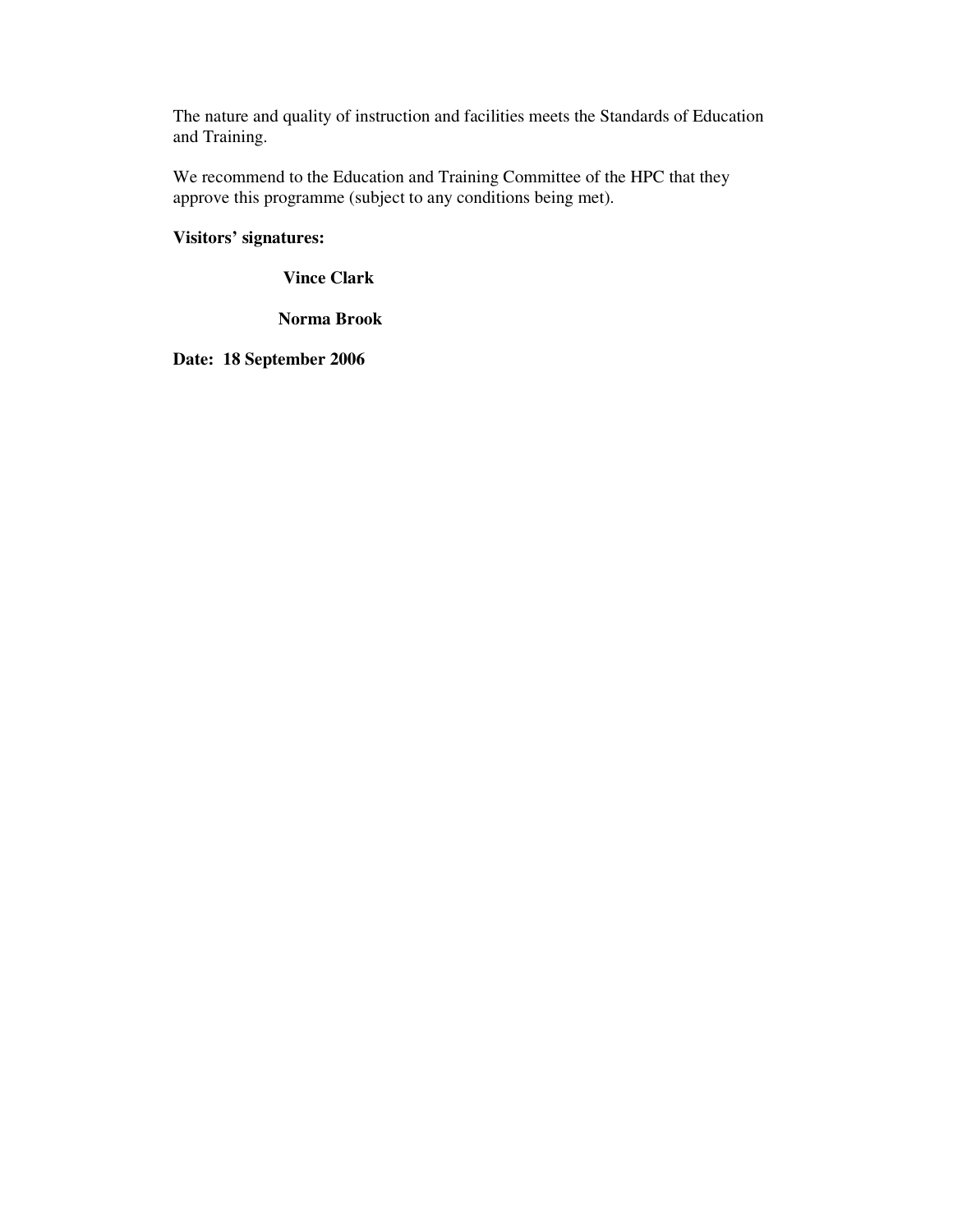The nature and quality of instruction and facilities meets the Standards of Education and Training.

We recommend to the Education and Training Committee of the HPC that they approve this programme (subject to any conditions being met).

**Visitors' signatures:**

**Vince Clark**

**Norma Brook**

**Date: 18 September 2006**